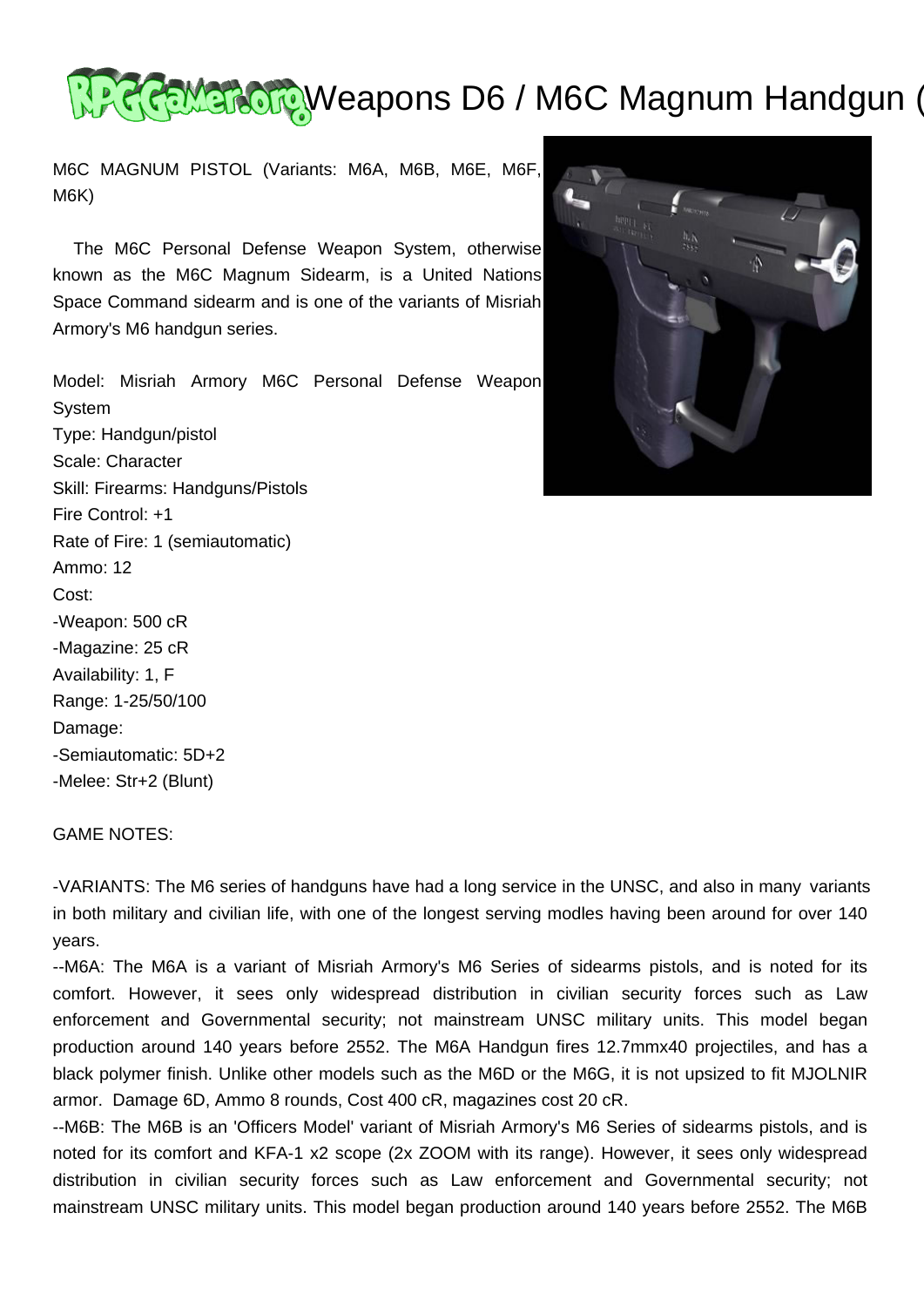# Weapons D6 / M6C Magnum Handgun (

M6C MAGNUM PISTOL (Variants: M6A, M6B, M6E, M6F, M6K)

The M6C Personal Defense Weapon System, otherwise known as the M6C Magnum Sidearm, is a United Nations Space Command sidearm and is one of the variants of Misriah Armory's M6 handgun series.

Model: Misriah Armory M6C Personal Defense Weapon System
Type: Handgun/pistol
Scale: Character
Skill: Firearms: Handguns/Pistols
Fire Control: +1
Rate of Fire: 1 (semiautomatic)
Ammo: 12
Cost:
-Weapon: 500 cR
-Magazine: 25 cR
Availability: 1, F
Range: 1-25/50/100
Damage:
-Semiautomatic: 5D+2
-Melee: Str+2 (Blunt)

GAME NOTES:

-VARIANTS: The M6 series of handguns have had a long service in the UNSC, and also in many variants in both military and civilian life, with one of the longest serving modles having been around for over 140 years.
--M6A: The M6A is a variant of Misriah Armory's M6 Series of sidearms pistols, and is noted for its comfort. However, it sees only widespread distribution in civilian security forces such as Law enforcement and Governmental security; not mainstream UNSC military units. This model began production around 140 years before 2552. The M6A Handgun fires 12.7mmx40 projectiles, and has a black polymer finish. Unlike other models such as the M6D or the M6G, it is not upsized to fit MJOLNIR armor. Damage 6D, Ammo 8 rounds, Cost 400 cR, magazines cost 20 cR.
--M6B: The M6B is an 'Officers Model' variant of Misriah Armory's M6 Series of sidearms pistols, and is noted for its comfort and KFA-1 x2 scope (2x ZOOM with its range). However, it sees only widespread distribution in civilian security forces such as Law enforcement and Governmental security; not mainstream UNSC military units. This model began production around 140 years before 2552. The M6B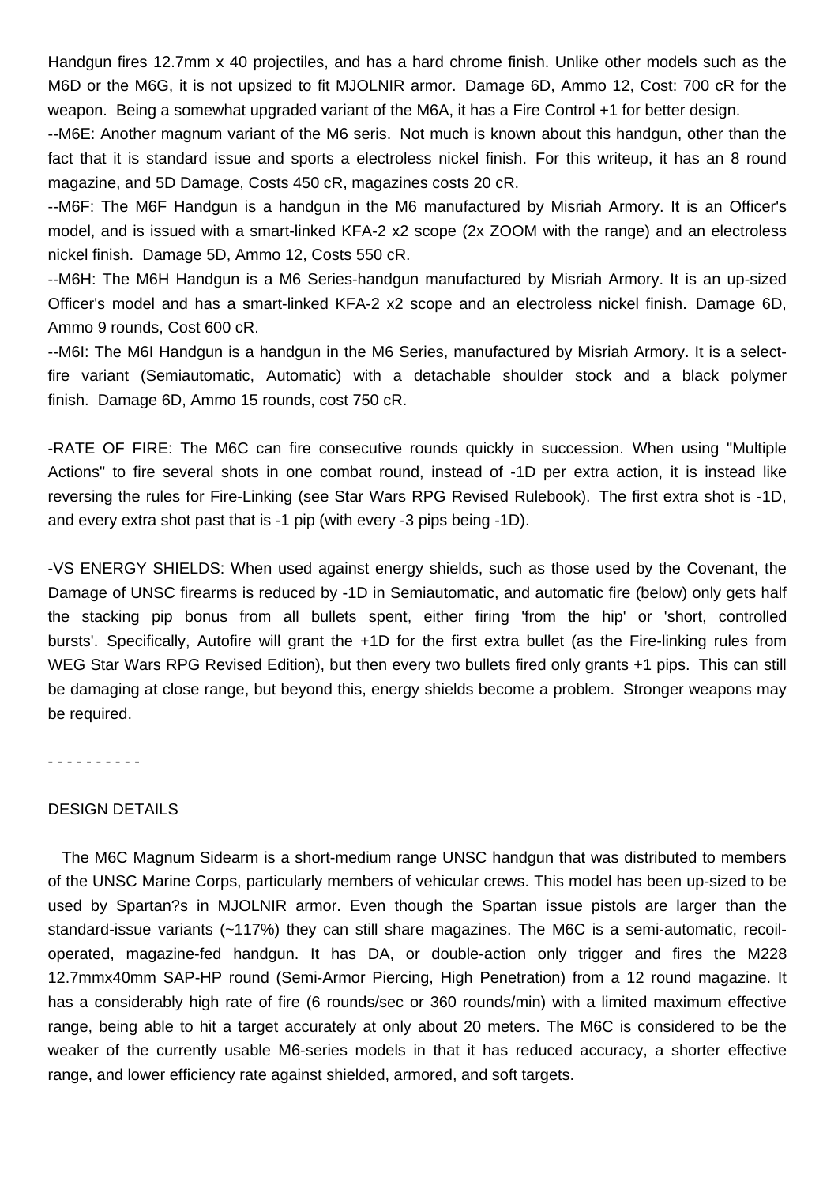Handgun fires 12.7mm x 40 projectiles, and has a hard chrome finish. Unlike other models such as the M6D or the M6G, it is not upsized to fit MJOLNIR armor. Damage 6D, Ammo 12, Cost: 700 cR for the weapon. Being a somewhat upgraded variant of the M6A, it has a Fire Control +1 for better design.

--M6E: Another magnum variant of the M6 seris. Not much is known about this handgun, other than the fact that it is standard issue and sports a electroless nickel finish. For this writeup, it has an 8 round magazine, and 5D Damage, Costs 450 cR, magazines costs 20 cR.

--M6F: The M6F Handgun is a handgun in the M6 manufactured by Misriah Armory. It is an Officer's model, and is issued with a smart-linked KFA-2 x2 scope (2x ZOOM with the range) and an electroless nickel finish. Damage 5D, Ammo 12, Costs 550 cR.

--M6H: The M6H Handgun is a M6 Series-handgun manufactured by Misriah Armory. It is an up-sized Officer's model and has a smart-linked KFA-2 x2 scope and an electroless nickel finish. Damage 6D, Ammo 9 rounds, Cost 600 cR.

--M6I: The M6I Handgun is a handgun in the M6 Series, manufactured by Misriah Armory. It is a select-fire variant (Semiautomatic, Automatic) with a detachable shoulder stock and a black polymer finish. Damage 6D, Ammo 15 rounds, cost 750 cR.

-RATE OF FIRE: The M6C can fire consecutive rounds quickly in succession. When using "Multiple Actions" to fire several shots in one combat round, instead of -1D per extra action, it is instead like reversing the rules for Fire-Linking (see Star Wars RPG Revised Rulebook). The first extra shot is -1D, and every extra shot past that is -1 pip (with every -3 pips being -1D).

-VS ENERGY SHIELDS: When used against energy shields, such as those used by the Covenant, the Damage of UNSC firearms is reduced by -1D in Semiautomatic, and automatic fire (below) only gets half the stacking pip bonus from all bullets spent, either firing 'from the hip' or 'short, controlled bursts'. Specifically, Autofire will grant the +1D for the first extra bullet (as the Fire-linking rules from WEG Star Wars RPG Revised Edition), but then every two bullets fired only grants +1 pips. This can still be damaging at close range, but beyond this, energy shields become a problem. Stronger weapons may be required.

- - - - - - - - - -

DESIGN DETAILS

The M6C Magnum Sidearm is a short-medium range UNSC handgun that was distributed to members of the UNSC Marine Corps, particularly members of vehicular crews. This model has been up-sized to be used by Spartan?s in MJOLNIR armor. Even though the Spartan issue pistols are larger than the standard-issue variants (~117%) they can still share magazines. The M6C is a semi-automatic, recoil-operated, magazine-fed handgun. It has DA, or double-action only trigger and fires the M228 12.7mmx40mm SAP-HP round (Semi-Armor Piercing, High Penetration) from a 12 round magazine. It has a considerably high rate of fire (6 rounds/sec or 360 rounds/min) with a limited maximum effective range, being able to hit a target accurately at only about 20 meters. The M6C is considered to be the weaker of the currently usable M6-series models in that it has reduced accuracy, a shorter effective range, and lower efficiency rate against shielded, armored, and soft targets.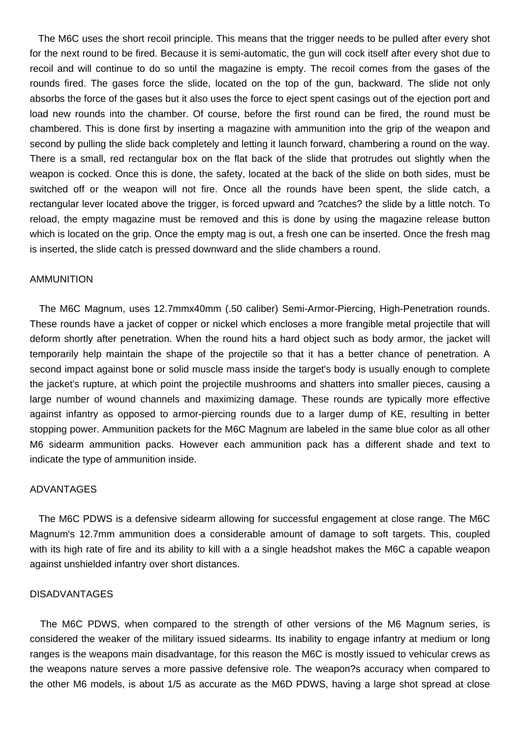The M6C uses the short recoil principle. This means that the trigger needs to be pulled after every shot for the next round to be fired. Because it is semi-automatic, the gun will cock itself after every shot due to recoil and will continue to do so until the magazine is empty. The recoil comes from the gases of the rounds fired. The gases force the slide, located on the top of the gun, backward. The slide not only absorbs the force of the gases but it also uses the force to eject spent casings out of the ejection port and load new rounds into the chamber. Of course, before the first round can be fired, the round must be chambered. This is done first by inserting a magazine with ammunition into the grip of the weapon and second by pulling the slide back completely and letting it launch forward, chambering a round on the way. There is a small, red rectangular box on the flat back of the slide that protrudes out slightly when the weapon is cocked. Once this is done, the safety, located at the back of the slide on both sides, must be switched off or the weapon will not fire. Once all the rounds have been spent, the slide catch, a rectangular lever located above the trigger, is forced upward and ?catches? the slide by a little notch. To reload, the empty magazine must be removed and this is done by using the magazine release button which is located on the grip. Once the empty mag is out, a fresh one can be inserted. Once the fresh mag is inserted, the slide catch is pressed downward and the slide chambers a round.

## AMMUNITION

The M6C Magnum, uses 12.7mmx40mm (.50 caliber) Semi-Armor-Piercing, High-Penetration rounds. These rounds have a jacket of copper or nickel which encloses a more frangible metal projectile that will deform shortly after penetration. When the round hits a hard object such as body armor, the jacket will temporarily help maintain the shape of the projectile so that it has a better chance of penetration. A second impact against bone or solid muscle mass inside the target's body is usually enough to complete the jacket's rupture, at which point the projectile mushrooms and shatters into smaller pieces, causing a large number of wound channels and maximizing damage. These rounds are typically more effective against infantry as opposed to armor-piercing rounds due to a larger dump of KE, resulting in better stopping power. Ammunition packets for the M6C Magnum are labeled in the same blue color as all other M6 sidearm ammunition packs. However each ammunition pack has a different shade and text to indicate the type of ammunition inside.

## ADVANTAGES

The M6C PDWS is a defensive sidearm allowing for successful engagement at close range. The M6C Magnum's 12.7mm ammunition does a considerable amount of damage to soft targets. This, coupled with its high rate of fire and its ability to kill with a a single headshot makes the M6C a capable weapon against unshielded infantry over short distances.

## DISADVANTAGES

The M6C PDWS, when compared to the strength of other versions of the M6 Magnum series, is considered the weaker of the military issued sidearms. Its inability to engage infantry at medium or long ranges is the weapons main disadvantage, for this reason the M6C is mostly issued to vehicular crews as the weapons nature serves a more passive defensive role. The weapon?s accuracy when compared to the other M6 models, is about 1/5 as accurate as the M6D PDWS, having a large shot spread at close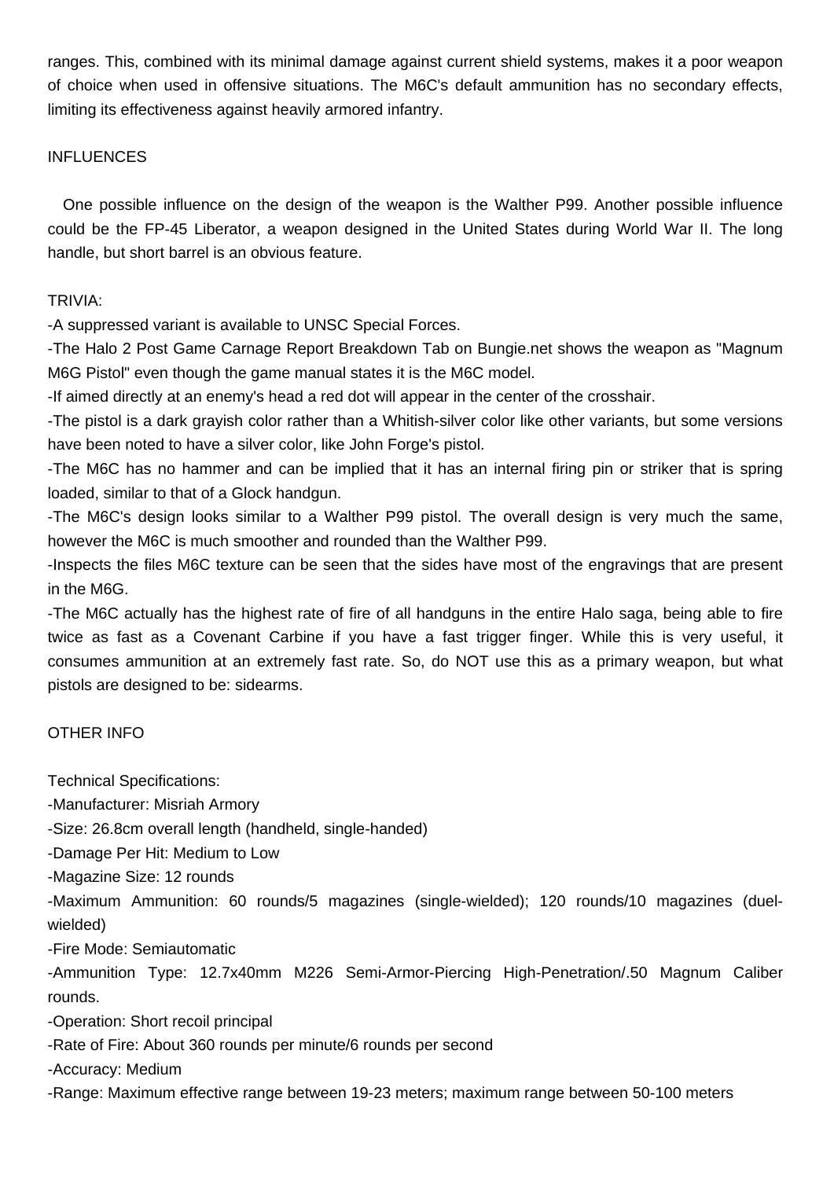ranges. This, combined with its minimal damage against current shield systems, makes it a poor weapon of choice when used in offensive situations. The M6C's default ammunition has no secondary effects, limiting its effectiveness against heavily armored infantry.

## INFLUENCES

One possible influence on the design of the weapon is the Walther P99. Another possible influence could be the FP-45 Liberator, a weapon designed in the United States during World War II. The long handle, but short barrel is an obvious feature.

## TRIVIA:

-A suppressed variant is available to UNSC Special Forces.

-The Halo 2 Post Game Carnage Report Breakdown Tab on Bungie.net shows the weapon as "Magnum M6G Pistol" even though the game manual states it is the M6C model.

-If aimed directly at an enemy's head a red dot will appear in the center of the crosshair.

-The pistol is a dark grayish color rather than a Whitish-silver color like other variants, but some versions have been noted to have a silver color, like John Forge's pistol.

-The M6C has no hammer and can be implied that it has an internal firing pin or striker that is spring loaded, similar to that of a Glock handgun.

-The M6C's design looks similar to a Walther P99 pistol. The overall design is very much the same, however the M6C is much smoother and rounded than the Walther P99.

-Inspects the files M6C texture can be seen that the sides have most of the engravings that are present in the M6G.

-The M6C actually has the highest rate of fire of all handguns in the entire Halo saga, being able to fire twice as fast as a Covenant Carbine if you have a fast trigger finger. While this is very useful, it consumes ammunition at an extremely fast rate. So, do NOT use this as a primary weapon, but what pistols are designed to be: sidearms.

## OTHER INFO

Technical Specifications:

-Manufacturer: Misriah Armory

-Size: 26.8cm overall length (handheld, single-handed)

-Damage Per Hit: Medium to Low

-Magazine Size: 12 rounds

-Maximum Ammunition: 60 rounds/5 magazines (single-wielded); 120 rounds/10 magazines (duel-wielded)

-Fire Mode: Semiautomatic

-Ammunition Type: 12.7x40mm M226 Semi-Armor-Piercing High-Penetration/.50 Magnum Caliber rounds.

-Operation: Short recoil principal

-Rate of Fire: About 360 rounds per minute/6 rounds per second

-Accuracy: Medium

-Range: Maximum effective range between 19-23 meters; maximum range between 50-100 meters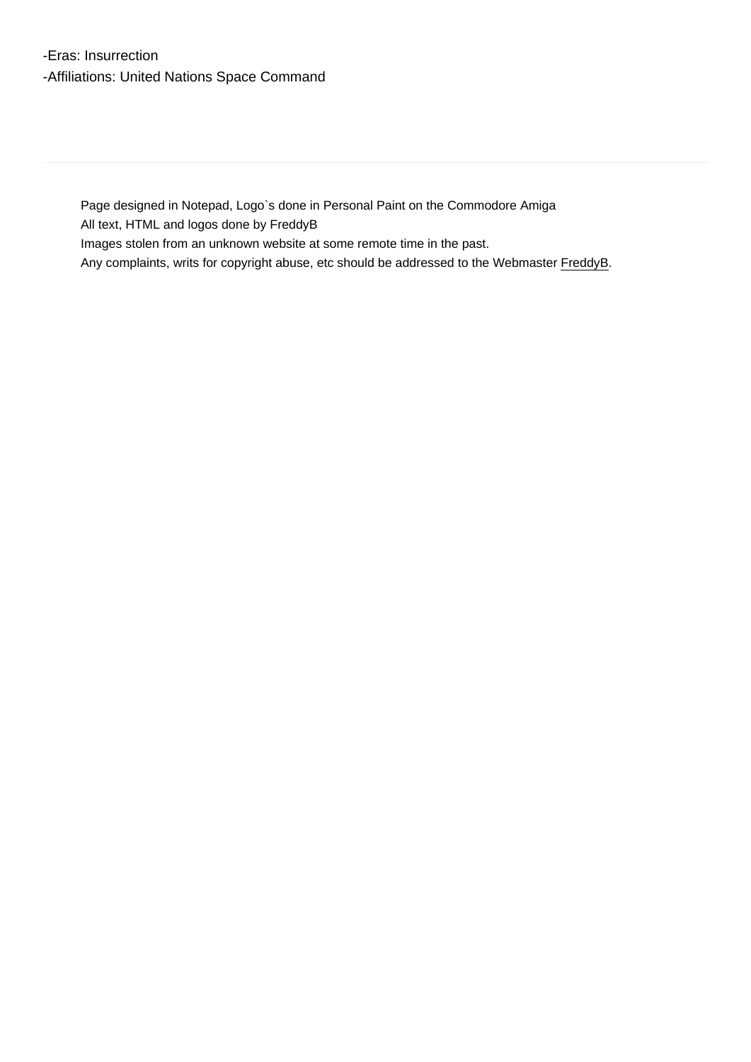-Eras: Insurrection
-Affiliations: United Nations Space Command

---

Page designed in Notepad, Logo`s done in Personal Paint on the Commodore Amiga
All text, HTML and logos done by FreddyB
Images stolen from an unknown website at some remote time in the past.
Any complaints, writs for copyright abuse, etc should be addressed to the Webmaster FreddyB.